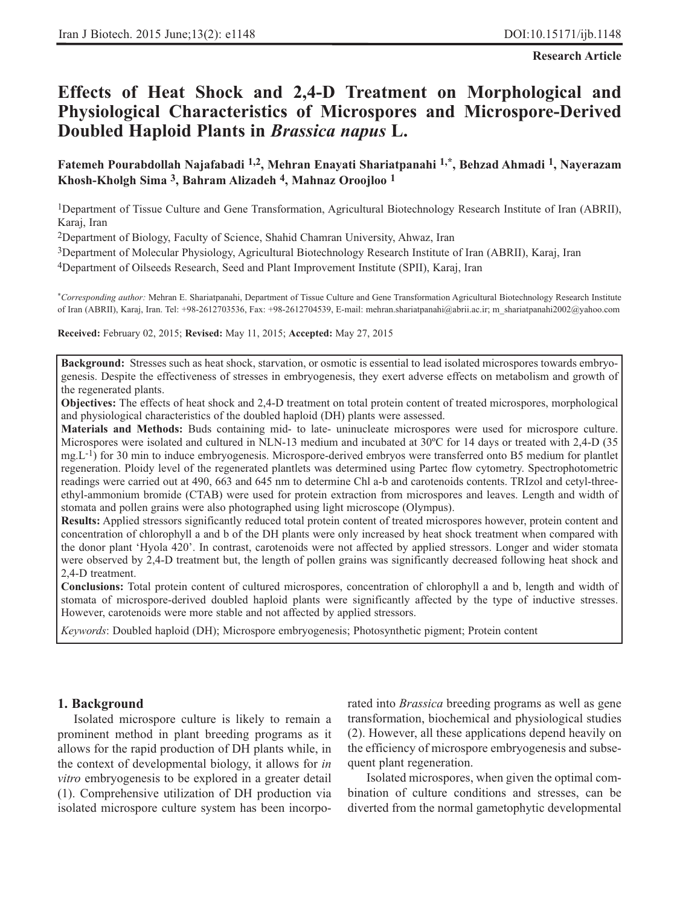**Research Article**

# Effects of Heat Shock and 2,4-D Treatment on Morphological and Physiological Characteristics of Microspores and Microspore-Derived Doubled Haploid Plants in *Brassica napus* L.

**Fatemeh Pourabdollah Najafabadi [1,2], Mehran Enayati Shariatpanahi [1,*], Behzad Ahmadi [1], Nayerazam Khosh-Kholgh Sima [3], Bahram Alizadeh [4], Mahnaz Oroojloo [1]**

[1]Department of Tissue Culture and Gene Transformation, Agricultural Biotechnology Research Institute of Iran (ABRII), Karaj, Iran

[2]Department of Biology, Faculty of Science, Shahid Chamran University, Ahwaz, Iran

[3]Department of Molecular Physiology, Agricultural Biotechnology Research Institute of Iran (ABRII), Karaj, Iran

[4]Department of Oilseeds Research, Seed and Plant Improvement Institute (SPII), Karaj, Iran

*[*]Corresponding author:* Mehran E. Shariatpanahi, Department of Tissue Culture and Gene Transformation Agricultural Biotechnology Research Institute of Iran (ABRII), Karaj, Iran. Tel: +98-2612703536, Fax: +98-2612704539, E-mail: mehran.shariatpanahi@abrii.ac.ir; m_shariatpanahi2002@yahoo.com

**Received:** February 02, 2015; **Revised:** May 11, 2015; **Accepted:** May 27, 2015

**Background:** Stresses such as heat shock, starvation, or osmotic is essential to lead isolated microspores towards embryogenesis. Despite the effectiveness of stresses in embryogenesis, they exert adverse effects on metabolism and growth of the regenerated plants.

**Objectives:** The effects of heat shock and 2,4-D treatment on total protein content of treated microspores, morphological and physiological characteristics of the doubled haploid (DH) plants were assessed.

**Materials and Methods:** Buds containing mid- to late- uninucleate microspores were used for microspore culture. Microspores were isolated and cultured in NLN-13 medium and incubated at 30ºC for 14 days or treated with 2,4-D (35 $mg.L^{-1}$) for 30 min to induce embryogenesis. Microspore-derived embryos were transferred onto B5 medium for plantlet regeneration. Ploidy level of the regenerated plantlets was determined using Partec flow cytometry. Spectrophotometric readings were carried out at 490, 663 and 645 nm to determine Chl a-b and carotenoids contents. TRIzol and cetyl-three-ethyl-ammonium bromide (CTAB) were used for protein extraction from microspores and leaves. Length and width of stomata and pollen grains were also photographed using light microscope (Olympus).

**Results:** Applied stressors significantly reduced total protein content of treated microspores however, protein content and concentration of chlorophyll a and b of the DH plants were only increased by heat shock treatment when compared with the donor plant 'Hyola 420'. In contrast, carotenoids were not affected by applied stressors. Longer and wider stomata were observed by 2,4-D treatment but, the length of pollen grains was significantly decreased following heat shock and 2,4-D treatment.

**Conclusions:** Total protein content of cultured microspores, concentration of chlorophyll a and b, length and width of stomata of microspore-derived doubled haploid plants were significantly affected by the type of inductive stresses. However, carotenoids were more stable and not affected by applied stressors.

*Keywords*: Doubled haploid (DH); Microspore embryogenesis; Photosynthetic pigment; Protein content

## 1. Background

Isolated microspore culture is likely to remain a prominent method in plant breeding programs as it allows for the rapid production of DH plants while, in the context of developmental biology, it allows for *in vitro* embryogenesis to be explored in a greater detail (1). Comprehensive utilization of DH production via isolated microspore culture system has been incorporated into *Brassica* breeding programs as well as gene transformation, biochemical and physiological studies (2). However, all these applications depend heavily on the efficiency of microspore embryogenesis and subsequent plant regeneration.

Isolated microspores, when given the optimal combination of culture conditions and stresses, can be diverted from the normal gametophytic developmental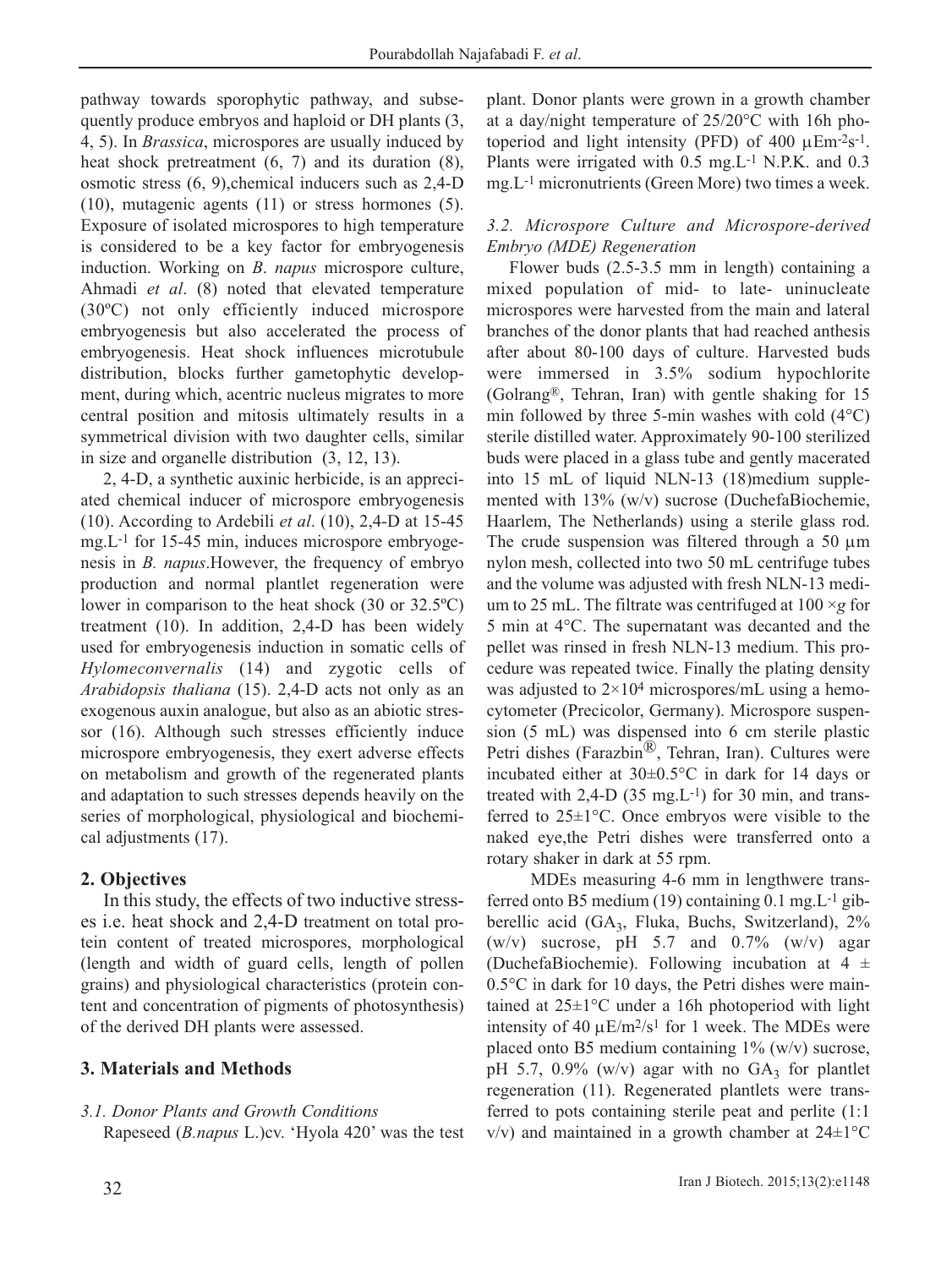pathway towards sporophytic pathway, and subsequently produce embryos and haploid or DH plants (3, 4, 5). In *Brassica*, microspores are usually induced by heat shock pretreatment (6, 7) and its duration (8), osmotic stress (6, 9),chemical inducers such as 2,4-D (10), mutagenic agents (11) or stress hormones (5). Exposure of isolated microspores to high temperature is considered to be a key factor for embryogenesis induction. Working on *B*. *napus* microspore culture, Ahmadi *et al*. (8) noted that elevated temperature (30ºC) not only efficiently induced microspore embryogenesis but also accelerated the process of embryogenesis. Heat shock influences microtubule distribution, blocks further gametophytic development, during which, acentric nucleus migrates to more central position and mitosis ultimately results in a symmetrical division with two daughter cells, similar in size and organelle distribution (3, 12, 13).

2, 4-D, a synthetic auxinic herbicide, is an appreciated chemical inducer of microspore embryogenesis (10). According to Ardebili *et al*. (10), 2,4-D at 15-45 $mg.L^{-1}$ for 15-45 min, induces microspore embryogenesis in *B. napus*.However, the frequency of embryo production and normal plantlet regeneration were lower in comparison to the heat shock (30 or 32.5ºC) treatment (10). In addition, 2,4-D has been widely used for embryogenesis induction in somatic cells of *Hylomeconvernalis* (14) and zygotic cells of *Arabidopsis thaliana* (15). 2,4-D acts not only as an exogenous auxin analogue, but also as an abiotic stressor (16). Although such stresses efficiently induce microspore embryogenesis, they exert adverse effects on metabolism and growth of the regenerated plants and adaptation to such stresses depends heavily on the series of morphological, physiological and biochemical adjustments (17).

## 2. Objectives

In this study, the effects of two inductive stresses i.e. heat shock and 2,4-D treatment on total protein content of treated microspores, morphological (length and width of guard cells, length of pollen grains) and physiological characteristics (protein content and concentration of pigments of photosynthesis) of the derived DH plants were assessed.

## 3. Materials and Methods

### *3.1. Donor Plants and Growth Conditions*

Rapeseed (*B.napus* L.)cv. 'Hyola 420' was the test plant. Donor plants were grown in a growth chamber at a day/night temperature of 25/20°C with 16h photoperiod and light intensity (PFD) of 400 $\mu Em^{-2}s^{-1}$. Plants were irrigated with 0.5 $mg.L^{-1}$ N.P.K. and 0.3 $mg.L^{-1}$ micronutrients (Green More) two times a week.

### *3.2. Microspore Culture and Microspore-derived Embryo (MDE) Regeneration*

Flower buds (2.5-3.5 mm in length) containing a mixed population of mid- to late- uninucleate microspores were harvested from the main and lateral branches of the donor plants that had reached anthesis after about 80-100 days of culture. Harvested buds were immersed in 3.5% sodium hypochlorite (Golrang®, Tehran, Iran) with gentle shaking for 15 min followed by three 5-min washes with cold (4°C) sterile distilled water. Approximately 90-100 sterilized buds were placed in a glass tube and gently macerated into 15 mL of liquid NLN-13 (18)medium supplemented with 13% (w/v) sucrose (DuchefaBiochemie, Haarlem, The Netherlands) using a sterile glass rod. The crude suspension was filtered through a 50 μm nylon mesh, collected into two 50 mL centrifuge tubes and the volume was adjusted with fresh NLN-13 medium to 25 mL. The filtrate was centrifuged at 100 ×*g* for 5 min at 4°C. The supernatant was decanted and the pellet was rinsed in fresh NLN-13 medium. This procedure was repeated twice. Finally the plating density was adjusted to $2\times10^4$ microspores/mL using a hemocytometer (Precicolor, Germany). Microspore suspension (5 mL) was dispensed into 6 cm sterile plastic Petri dishes (Farazbin®, Tehran, Iran). Cultures were incubated either at 30±0.5°C in dark for 14 days or treated with 2,4-D (35 $mg.L^{-1}$) for 30 min, and transferred to 25±1°C. Once embryos were visible to the naked eye,the Petri dishes were transferred onto a rotary shaker in dark at 55 rpm.

MDEs measuring 4-6 mm in lengthwere transferred onto B5 medium (19) containing 0.1 $mg.L^{-1}$ gibberellic acid ($GA_3$, Fluka, Buchs, Switzerland), 2% (w/v) sucrose, pH 5.7 and 0.7% (w/v) agar (DuchefaBiochemie). Following incubation at 4 ± 0.5°C in dark for 10 days, the Petri dishes were maintained at 25±1°C under a 16h photoperiod with light intensity of 40 $\mu E/m^2/s^1$ for 1 week. The MDEs were placed onto B5 medium containing 1% (w/v) sucrose, pH 5.7, 0.9% (w/v) agar with no $GA_3$ for plantlet regeneration (11). Regenerated plantlets were transferred to pots containing sterile peat and perlite (1:1 v/v) and maintained in a growth chamber at 24±1°C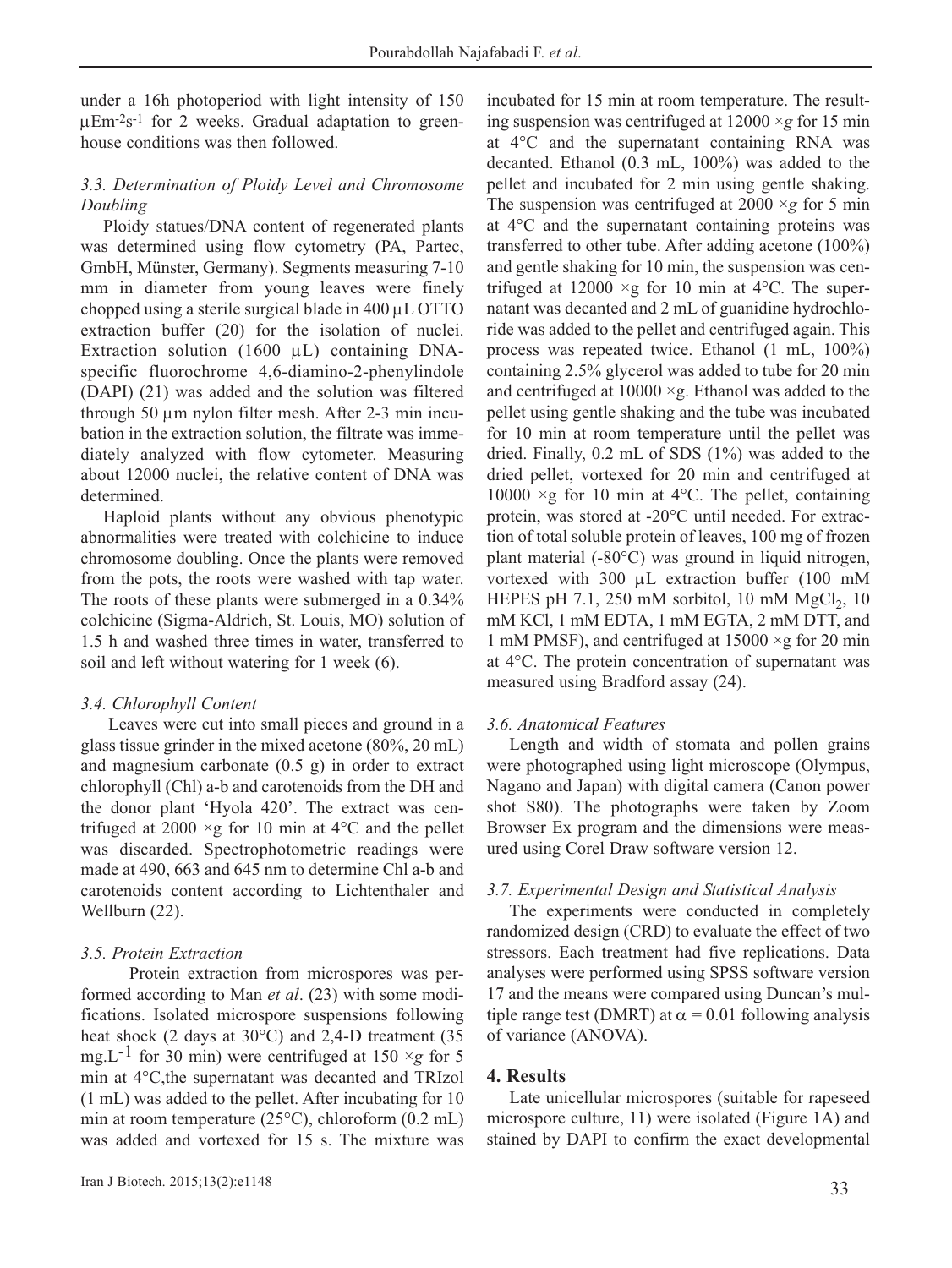under a 16h photoperiod with light intensity of 150 $\mu Em^{-2}s^{-1}$ for 2 weeks. Gradual adaptation to greenhouse conditions was then followed.

### *3.3. Determination of Ploidy Level and Chromosome Doubling*

Ploidy statues/DNA content of regenerated plants was determined using flow cytometry (PA, Partec, GmbH, Münster, Germany). Segments measuring 7-10 mm in diameter from young leaves were finely chopped using a sterile surgical blade in 400 µL OTTO extraction buffer (20) for the isolation of nuclei. Extraction solution (1600 µL) containing DNA-specific fluorochrome 4,6-diamino-2-phenylindole (DAPI) (21) was added and the solution was filtered through 50 µm nylon filter mesh. After 2-3 min incubation in the extraction solution, the filtrate was immediately analyzed with flow cytometer. Measuring about 12000 nuclei, the relative content of DNA was determined.

Haploid plants without any obvious phenotypic abnormalities were treated with colchicine to induce chromosome doubling. Once the plants were removed from the pots, the roots were washed with tap water. The roots of these plants were submerged in a 0.34% colchicine (Sigma-Aldrich, St. Louis, MO) solution of 1.5 h and washed three times in water, transferred to soil and left without watering for 1 week (6).

### *3.4. Chlorophyll Content*

Leaves were cut into small pieces and ground in a glass tissue grinder in the mixed acetone (80%, 20 mL) and magnesium carbonate (0.5 g) in order to extract chlorophyll (Chl) a-b and carotenoids from the DH and the donor plant 'Hyola 420'. The extract was centrifuged at 2000 ×g for 10 min at 4°C and the pellet was discarded. Spectrophotometric readings were made at 490, 663 and 645 nm to determine Chl a-b and carotenoids content according to Lichtenthaler and Wellburn (22).

### *3.5. Protein Extraction*

Protein extraction from microspores was performed according to Man *et al*. (23) with some modifications. Isolated microspore suspensions following heat shock (2 days at 30°C) and 2,4-D treatment (35 $mg.L^{-1}$ for 30 min) were centrifuged at 150 ×*g* for 5 min at 4°C,the supernatant was decanted and TRIzol (1 mL) was added to the pellet. After incubating for 10 min at room temperature (25°C), chloroform (0.2 mL) was added and vortexed for 15 s. The mixture was incubated for 15 min at room temperature. The resulting suspension was centrifuged at 12000 ×*g* for 15 min at 4°C and the supernatant containing RNA was decanted. Ethanol (0.3 mL, 100%) was added to the pellet and incubated for 2 min using gentle shaking. The suspension was centrifuged at 2000 ×*g* for 5 min at 4°C and the supernatant containing proteins was transferred to other tube. After adding acetone (100%) and gentle shaking for 10 min, the suspension was centrifuged at 12000 ×g for 10 min at 4°C. The supernatant was decanted and 2 mL of guanidine hydrochloride was added to the pellet and centrifuged again. This process was repeated twice. Ethanol (1 mL, 100%) containing 2.5% glycerol was added to tube for 20 min and centrifuged at 10000 ×g. Ethanol was added to the pellet using gentle shaking and the tube was incubated for 10 min at room temperature until the pellet was dried. Finally, 0.2 mL of SDS (1%) was added to the dried pellet, vortexed for 20 min and centrifuged at 10000 ×g for 10 min at 4°C. The pellet, containing protein, was stored at -20°C until needed. For extraction of total soluble protein of leaves, 100 mg of frozen plant material (-80°C) was ground in liquid nitrogen, vortexed with 300 µL extraction buffer (100 mM HEPES pH 7.1, 250 mM sorbitol, 10 mM $MgCl_2$, 10 mM KCl, 1 mM EDTA, 1 mM EGTA, 2 mM DTT, and 1 mM PMSF), and centrifuged at 15000 ×g for 20 min at 4°C. The protein concentration of supernatant was measured using Bradford assay (24).

### *3.6. Anatomical Features*

Length and width of stomata and pollen grains were photographed using light microscope (Olympus, Nagano and Japan) with digital camera (Canon power shot S80). The photographs were taken by Zoom Browser Ex program and the dimensions were measured using Corel Draw software version 12.

### *3.7. Experimental Design and Statistical Analysis*

The experiments were conducted in completely randomized design (CRD) to evaluate the effect of two stressors. Each treatment had five replications. Data analyses were performed using SPSS software version 17 and the means were compared using Duncan's multiple range test (DMRT) at $\alpha = 0.01$ following analysis of variance (ANOVA).

## 4. Results

Late unicellular microspores (suitable for rapeseed microspore culture, 11) were isolated (Figure 1A) and stained by DAPI to confirm the exact developmental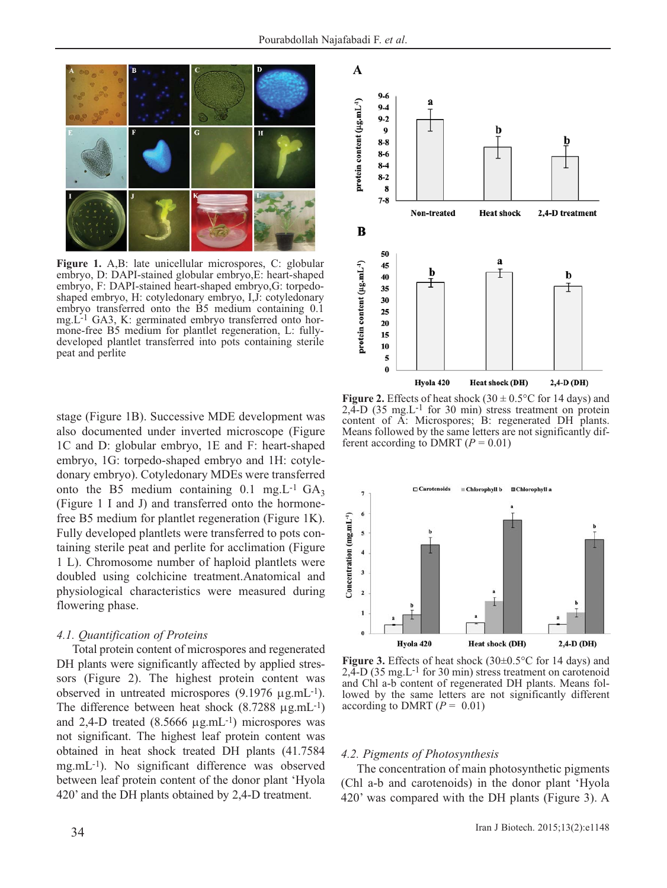**Figure 1.** A,B: late unicellular microspores, C: globular embryo, D: DAPI-stained globular embryo,E: heart-shaped embryo, F: DAPI-stained heart-shaped embryo,G: torpedo-shaped embryo, H: cotyledonary embryo, I,J: cotyledonary embryo transferred onto the B5 medium containing 0.1 mg.L$^{-1}$ GA3, K: germinated embryo transferred onto hormone-free B5 medium for plantlet regeneration, L: fully-developed plantlet transferred into pots containing sterile peat and perlite

**Figure 2.** Effects of heat shock (30 ± 0.5°C for 14 days) and 2,4-D (35 mg.L$^{-1}$ for 30 min) stress treatment on protein content of A: Microspores; B: regenerated DH plants. Means followed by the same letters are not significantly different according to DMRT ($P$ = 0.01)

stage (Figure 1B). Successive MDE development was also documented under inverted microscope (Figure 1C and D: globular embryo, 1E and F: heart-shaped embryo, 1G: torpedo-shaped embryo and 1H: cotyledonary embryo). Cotyledonary MDEs were transferred onto the B5 medium containing 0.1 mg.L$^{-1}$ $GA_3$ (Figure 1 I and J) and transferred onto the hormone-free B5 medium for plantlet regeneration (Figure 1K). Fully developed plantlets were transferred to pots containing sterile peat and perlite for acclimation (Figure 1 L). Chromosome number of haploid plantlets were doubled using colchicine treatment.Anatomical and physiological characteristics were measured during flowering phase.

### *4.1. Quantification of Proteins*

Total protein content of microspores and regenerated DH plants were significantly affected by applied stressors (Figure 2). The highest protein content was observed in untreated microspores (9.1976 µg.mL$^{-1}$). The difference between heat shock (8.7288 µg.mL$^{-1}$) and 2,4-D treated (8.5666 µg.mL$^{-1}$) microspores was not significant. The highest leaf protein content was obtained in heat shock treated DH plants (41.7584 mg.mL$^{-1}$). No significant difference was observed between leaf protein content of the donor plant 'Hyola 420' and the DH plants obtained by 2,4-D treatment.

**Figure 3.** Effects of heat shock (30±0.5°C for 14 days) and 2,4-D (35 mg.L$^{-1}$ for 30 min) stress treatment on carotenoid and Chl a-b content of regenerated DH plants. Means followed by the same letters are not significantly different according to DMRT ($P$ = 0.01)

### *4.2. Pigments of Photosynthesis*

The concentration of main photosynthetic pigments (Chl a-b and carotenoids) in the donor plant 'Hyola 420' was compared with the DH plants (Figure 3). A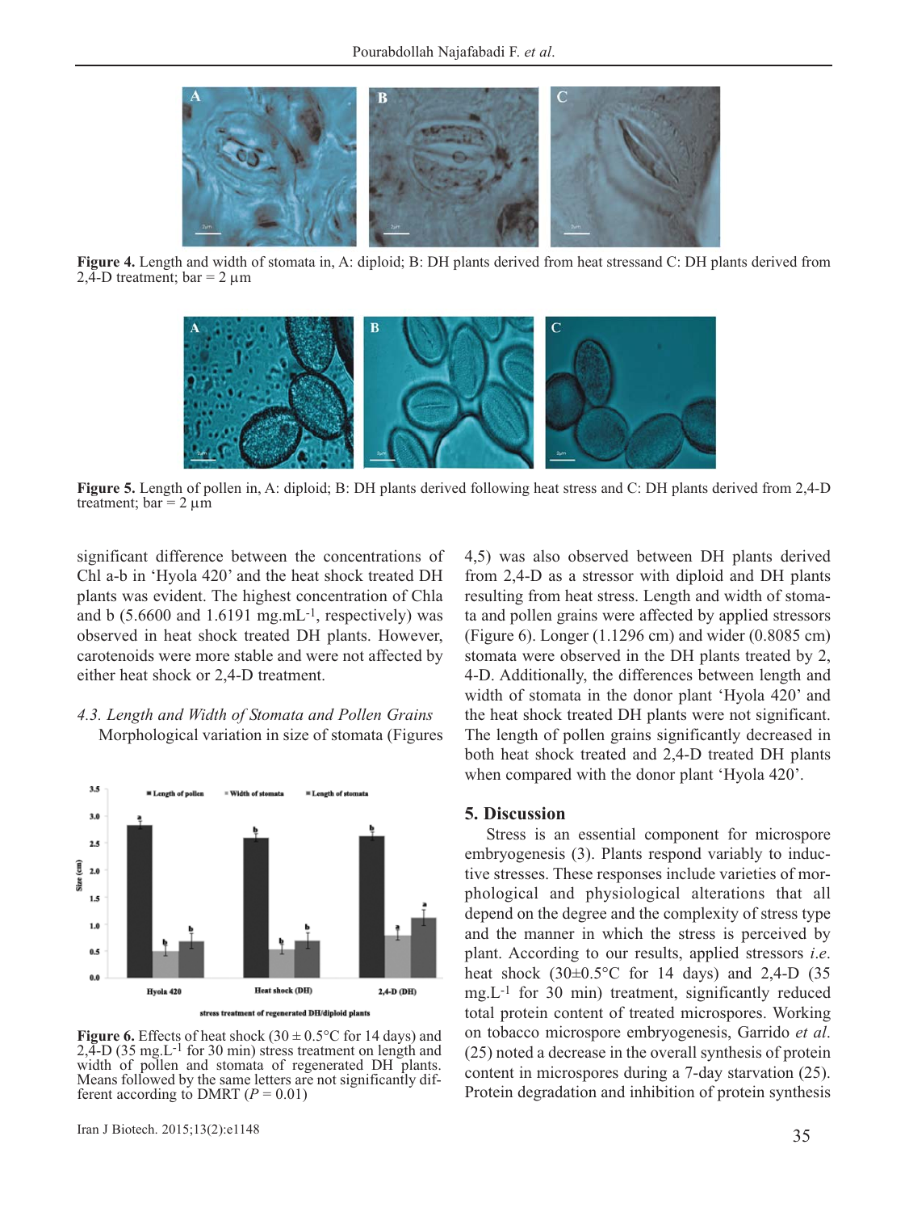**Figure 4.** Length and width of stomata in, A: diploid; B: DH plants derived from heat stressand C: DH plants derived from 2,4-D treatment; bar = 2 μm

**Figure 5.** Length of pollen in, A: diploid; B: DH plants derived following heat stress and C: DH plants derived from 2,4-D treatment; bar = 2 μm

significant difference between the concentrations of Chl a-b in 'Hyola 420' and the heat shock treated DH plants was evident. The highest concentration of Chla and b (5.6600 and 1.6191 mg.mL$^{-1}$, respectively) was observed in heat shock treated DH plants. However, carotenoids were more stable and were not affected by either heat shock or 2,4-D treatment.

### *4.3. Length and Width of Stomata and Pollen Grains*

Morphological variation in size of stomata (Figures 4,5) was also observed between DH plants derived from 2,4-D as a stressor with diploid and DH plants resulting from heat stress. Length and width of stomata and pollen grains were affected by applied stressors (Figure 6). Longer (1.1296 cm) and wider (0.8085 cm) stomata were observed in the DH plants treated by 2, 4-D. Additionally, the differences between length and width of stomata in the donor plant 'Hyola 420' and the heat shock treated DH plants were not significant. The length of pollen grains significantly decreased in both heat shock treated and 2,4-D treated DH plants when compared with the donor plant 'Hyola 420'.

**Figure 6.** Effects of heat shock (30 ± 0.5°C for 14 days) and 2,4-D (35 mg.L$^{-1}$ for 30 min) stress treatment on length and width of pollen and stomata of regenerated DH plants. Means followed by the same letters are not significantly different according to DMRT ($P = 0.01$)

## 5. Discussion

Stress is an essential component for microspore embryogenesis (3). Plants respond variably to inductive stresses. These responses include varieties of morphological and physiological alterations that all depend on the degree and the complexity of stress type and the manner in which the stress is perceived by plant. According to our results, applied stressors *i.e.* heat shock (30±0.5°C for 14 days) and 2,4-D (35 mg.L$^{-1}$ for 30 min) treatment, significantly reduced total protein content of treated microspores. Working on tobacco microspore embryogenesis, Garrido *et al.* (25) noted a decrease in the overall synthesis of protein content in microspores during a 7-day starvation (25). Protein degradation and inhibition of protein synthesis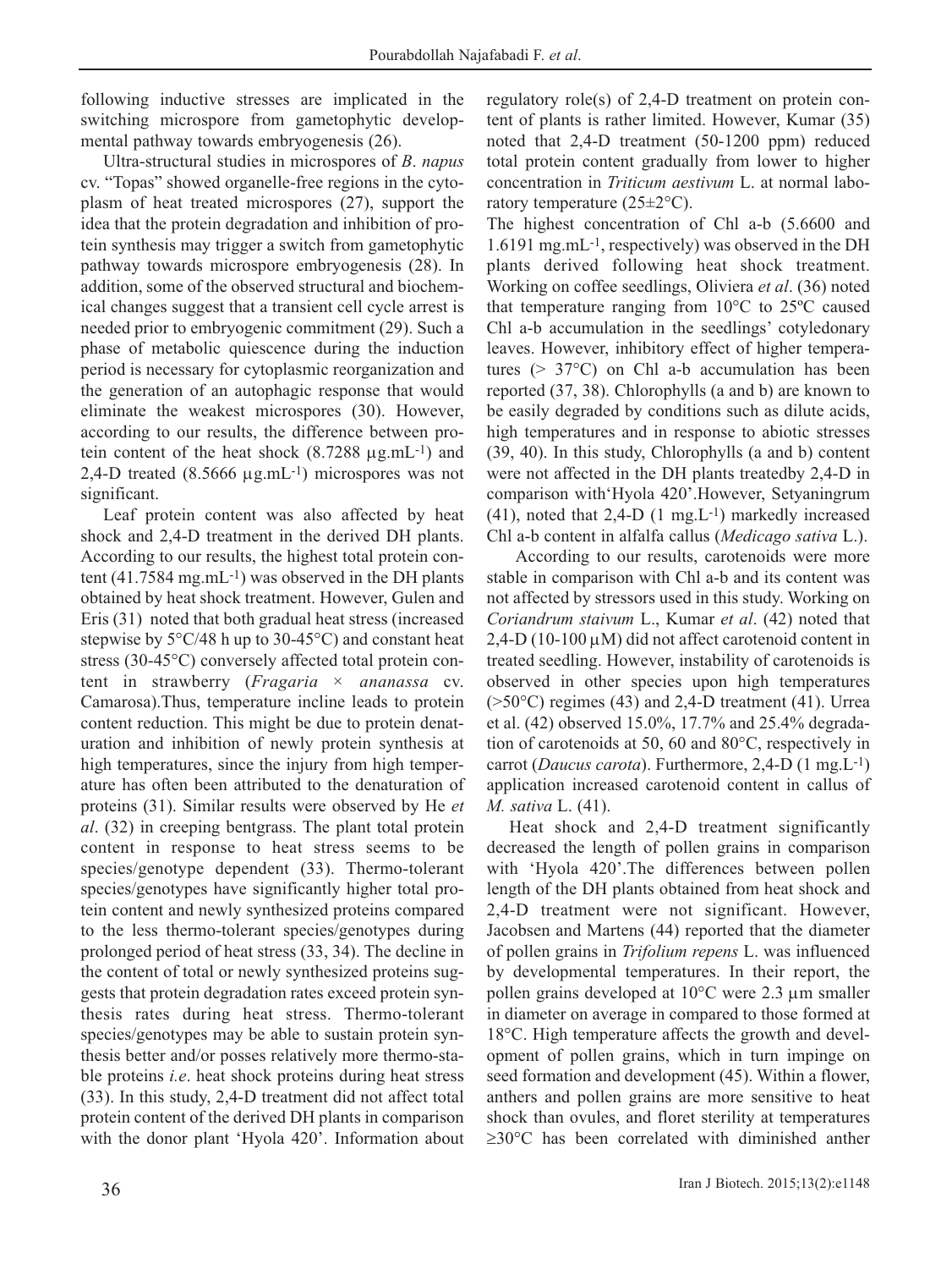following inductive stresses are implicated in the switching microspore from gametophytic developmental pathway towards embryogenesis (26).

Ultra-structural studies in microspores of *B. napus* cv. "Topas" showed organelle-free regions in the cytoplasm of heat treated microspores (27), support the idea that the protein degradation and inhibition of protein synthesis may trigger a switch from gametophytic pathway towards microspore embryogenesis (28). In addition, some of the observed structural and biochemical changes suggest that a transient cell cycle arrest is needed prior to embryogenic commitment (29). Such a phase of metabolic quiescence during the induction period is necessary for cytoplasmic reorganization and the generation of an autophagic response that would eliminate the weakest microspores (30). However, according to our results, the difference between protein content of the heat shock (8.7288 $\mu g.mL^{-1}$) and 2,4-D treated (8.5666 $\mu g.mL^{-1}$) microspores was not significant.

Leaf protein content was also affected by heat shock and 2,4-D treatment in the derived DH plants. According to our results, the highest total protein content (41.7584 $mg.mL^{-1}$) was observed in the DH plants obtained by heat shock treatment. However, Gulen and Eris (31) noted that both gradual heat stress (increased stepwise by 5°C/48 h up to 30-45°C) and constant heat stress (30-45°C) conversely affected total protein content in strawberry (*Fragaria × ananassa* cv. Camarosa).Thus, temperature incline leads to protein content reduction. This might be due to protein denaturation and inhibition of newly protein synthesis at high temperatures, since the injury from high temperature has often been attributed to the denaturation of proteins (31). Similar results were observed by He *et al*. (32) in creeping bentgrass. The plant total protein content in response to heat stress seems to be species/genotype dependent (33). Thermo-tolerant species/genotypes have significantly higher total protein content and newly synthesized proteins compared to the less thermo-tolerant species/genotypes during prolonged period of heat stress (33, 34). The decline in the content of total or newly synthesized proteins suggests that protein degradation rates exceed protein synthesis rates during heat stress. Thermo-tolerant species/genotypes may be able to sustain protein synthesis better and/or posses relatively more thermo-stable proteins *i.e*. heat shock proteins during heat stress (33). In this study, 2,4-D treatment did not affect total protein content of the derived DH plants in comparison with the donor plant 'Hyola 420'. Information about regulatory role(s) of 2,4-D treatment on protein content of plants is rather limited. However, Kumar (35) noted that 2,4-D treatment (50-1200 ppm) reduced total protein content gradually from lower to higher concentration in *Triticum aestivum* L. at normal laboratory temperature (25±2°C).

The highest concentration of Chl a-b (5.6600 and 1.6191 $mg.mL^{-1}$, respectively) was observed in the DH plants derived following heat shock treatment. Working on coffee seedlings, Oliviera *et al*. (36) noted that temperature ranging from 10°C to 25ºC caused Chl a-b accumulation in the seedlings' cotyledonary leaves. However, inhibitory effect of higher temperatures (> 37°C) on Chl a-b accumulation has been reported (37, 38). Chlorophylls (a and b) are known to be easily degraded by conditions such as dilute acids, high temperatures and in response to abiotic stresses (39, 40). In this study, Chlorophylls (a and b) content were not affected in the DH plants treatedby 2,4-D in comparison with'Hyola 420'.However, Setyaningrum (41), noted that 2,4-D (1 $mg.L^{-1}$) markedly increased Chl a-b content in alfalfa callus (*Medicago sativa* L.).

According to our results, carotenoids were more stable in comparison with Chl a-b and its content was not affected by stressors used in this study. Working on *Coriandrum staivum* L., Kumar *et al*. (42) noted that 2,4-D (10-100 $\mu$M) did not affect carotenoid content in treated seedling. However, instability of carotenoids is observed in other species upon high temperatures (>50°C) regimes (43) and 2,4-D treatment (41). Urrea et al. (42) observed 15.0%, 17.7% and 25.4% degradation of carotenoids at 50, 60 and 80°C, respectively in carrot (*Daucus carota*). Furthermore, 2,4-D (1 $mg.L^{-1}$) application increased carotenoid content in callus of *M. sativa* L. (41).

Heat shock and 2,4-D treatment significantly decreased the length of pollen grains in comparison with 'Hyola 420'.The differences between pollen length of the DH plants obtained from heat shock and 2,4-D treatment were not significant. However, Jacobsen and Martens (44) reported that the diameter of pollen grains in *Trifolium repens* L. was influenced by developmental temperatures. In their report, the pollen grains developed at 10°C were 2.3 μm smaller in diameter on average in compared to those formed at 18°C. High temperature affects the growth and development of pollen grains, which in turn impinge on seed formation and development (45). Within a flower, anthers and pollen grains are more sensitive to heat shock than ovules, and floret sterility at temperatures ≥30°C has been correlated with diminished anther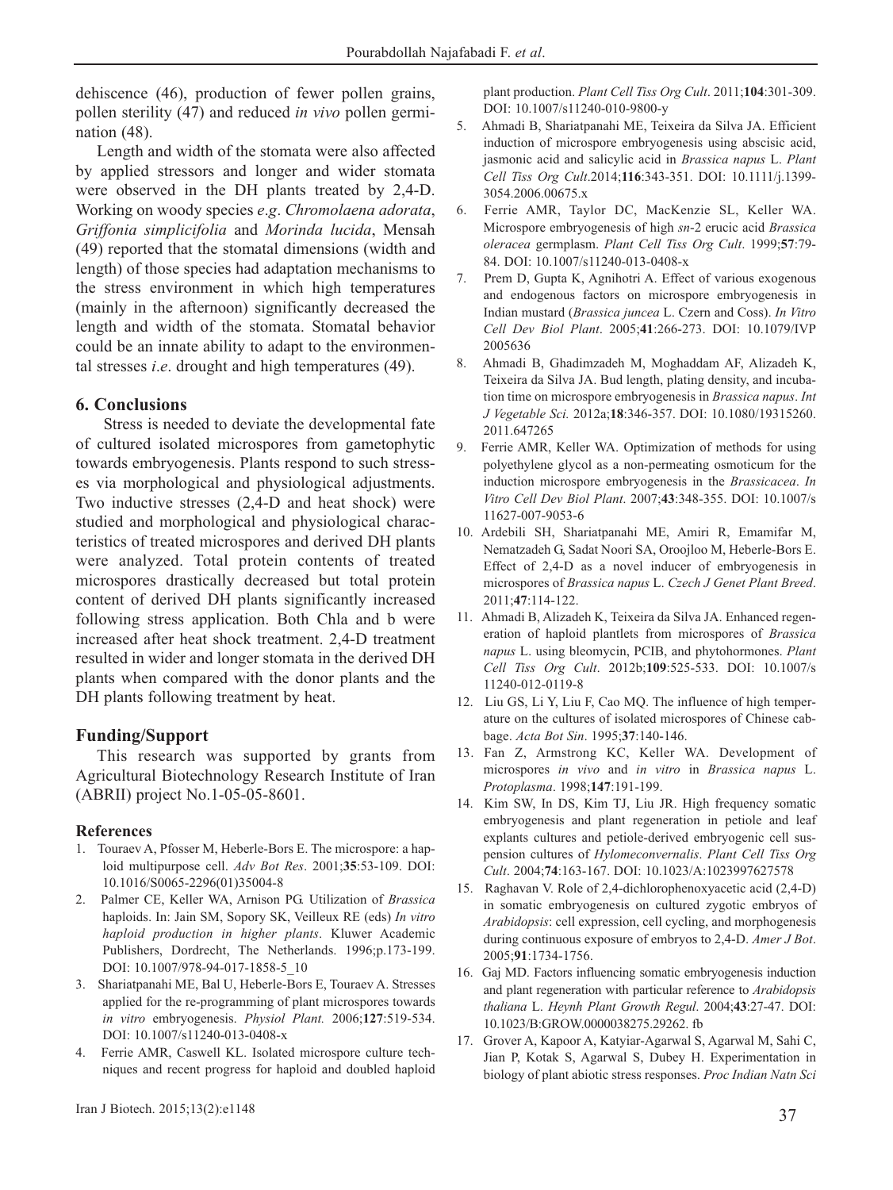dehiscence (46), production of fewer pollen grains, pollen sterility (47) and reduced *in vivo* pollen germination (48).

Length and width of the stomata were also affected by applied stressors and longer and wider stomata were observed in the DH plants treated by 2,4-D. Working on woody species *e.g*. *Chromolaena adorata*, *Griffonia simplicifolia* and *Morinda lucida*, Mensah (49) reported that the stomatal dimensions (width and length) of those species had adaptation mechanisms to the stress environment in which high temperatures (mainly in the afternoon) significantly decreased the length and width of the stomata. Stomatal behavior could be an innate ability to adapt to the environmental stresses *i.e*. drought and high temperatures (49).

## 6. Conclusions

Stress is needed to deviate the developmental fate of cultured isolated microspores from gametophytic towards embryogenesis. Plants respond to such stresses via morphological and physiological adjustments. Two inductive stresses (2,4-D and heat shock) were studied and morphological and physiological characteristics of treated microspores and derived DH plants were analyzed. Total protein contents of treated microspores drastically decreased but total protein content of derived DH plants significantly increased following stress application. Both Chla and b were increased after heat shock treatment. 2,4-D treatment resulted in wider and longer stomata in the derived DH plants when compared with the donor plants and the DH plants following treatment by heat.

## Funding/Support

This research was supported by grants from Agricultural Biotechnology Research Institute of Iran (ABRII) project No.1-05-05-8601.

### References

1. Touraev A, Pfosser M, Heberle-Bors E. The microspore: a haploid multipurpose cell. *Adv Bot Res*. 2001;**35**:53-109. DOI: 10.1016/S0065-2296(01)35004-8
2. Palmer CE, Keller WA, Arnison PG. Utilization of *Brassica* haploids. In: Jain SM, Sopory SK, Veilleux RE (eds) *In vitro haploid production in higher plants*. Kluwer Academic Publishers, Dordrecht, The Netherlands. 1996;p.173-199. DOI: 10.1007/978-94-017-1858-5_10
3. Shariatpanahi ME, Bal U, Heberle-Bors E, Touraev A. Stresses applied for the re-programming of plant microspores towards *in vitro* embryogenesis. *Physiol Plant.* 2006;**127**:519-534. DOI: 10.1007/s11240-013-0408-x
4. Ferrie AMR, Caswell KL. Isolated microspore culture techniques and recent progress for haploid and doubled haploid plant production. *Plant Cell Tiss Org Cult*. 2011;**104**:301-309. DOI: 10.1007/s11240-010-9800-y
5. Ahmadi B, Shariatpanahi ME, Teixeira da Silva JA. Efficient induction of microspore embryogenesis using abscisic acid, jasmonic acid and salicylic acid in *Brassica napus* L. *Plant Cell Tiss Org Cult*.2014;**116**:343-351. DOI: 10.1111/j.1399-3054.2006.00675.x
6. Ferrie AMR, Taylor DC, MacKenzie SL, Keller WA. Microspore embryogenesis of high *sn*-2 erucic acid *Brassica oleracea* germplasm. *Plant Cell Tiss Org Cult*. 1999;**57**:79-84. DOI: 10.1007/s11240-013-0408-x
7. Prem D, Gupta K, Agnihotri A. Effect of various exogenous and endogenous factors on microspore embryogenesis in Indian mustard (*Brassica juncea* L. Czern and Coss). *In Vitro Cell Dev Biol Plant*. 2005;**41**:266-273. DOI: 10.1079/IVP 2005636
8. Ahmadi B, Ghadimzadeh M, Moghaddam AF, Alizadeh K, Teixeira da Silva JA. Bud length, plating density, and incubation time on microspore embryogenesis in *Brassica napus*. *Int J Vegetable Sci.* 2012a;**18**:346-357. DOI: 10.1080/19315260. 2011.647265
9. Ferrie AMR, Keller WA. Optimization of methods for using polyethylene glycol as a non-permeating osmoticum for the induction microspore embryogenesis in the *Brassicacea*. *In Vitro Cell Dev Biol Plant*. 2007;**43**:348-355. DOI: 10.1007/s 11627-007-9053-6
10. Ardebili SH, Shariatpanahi ME, Amiri R, Emamifar M, Nematzadeh G, Sadat Noori SA, Oroojloo M, Heberle-Bors E. Effect of 2,4-D as a novel inducer of embryogenesis in microspores of *Brassica napus* L. *Czech J Genet Plant Breed*. 2011;**47**:114-122.
11. Ahmadi B, Alizadeh K, Teixeira da Silva JA. Enhanced regeneration of haploid plantlets from microspores of *Brassica napus* L. using bleomycin, PCIB, and phytohormones. *Plant Cell Tiss Org Cult*. 2012b;**109**:525-533. DOI: 10.1007/s 11240-012-0119-8
12. Liu GS, Li Y, Liu F, Cao MQ. The influence of high temperature on the cultures of isolated microspores of Chinese cabbage. *Acta Bot Sin*. 1995;**37**:140-146.
13. Fan Z, Armstrong KC, Keller WA. Development of microspores *in vivo* and *in vitro* in *Brassica napus* L. *Protoplasma*. 1998;**147**:191-199.
14. Kim SW, In DS, Kim TJ, Liu JR. High frequency somatic embryogenesis and plant regeneration in petiole and leaf explants cultures and petiole-derived embryogenic cell suspension cultures of *Hylomeconvernalis*. *Plant Cell Tiss Org Cult*. 2004;**74**:163-167. DOI: 10.1023/A:1023997627578
15. Raghavan V. Role of 2,4-dichlorophenoxyacetic acid (2,4-D) in somatic embryogenesis on cultured zygotic embryos of *Arabidopsis*: cell expression, cell cycling, and morphogenesis during continuous exposure of embryos to 2,4-D. *Amer J Bot*. 2005;**91**:1734-1756.
16. Gaj MD. Factors influencing somatic embryogenesis induction and plant regeneration with particular reference to *Arabidopsis thaliana* L. *Heynh Plant Growth Regul*. 2004;**43**:27-47. DOI: 10.1023/B:GROW.0000038275.29262. fb
17. Grover A, Kapoor A, Katyiar-Agarwal S, Agarwal M, Sahi C, Jian P, Kotak S, Agarwal S, Dubey H. Experimentation in biology of plant abiotic stress responses. *Proc Indian Natn Sci*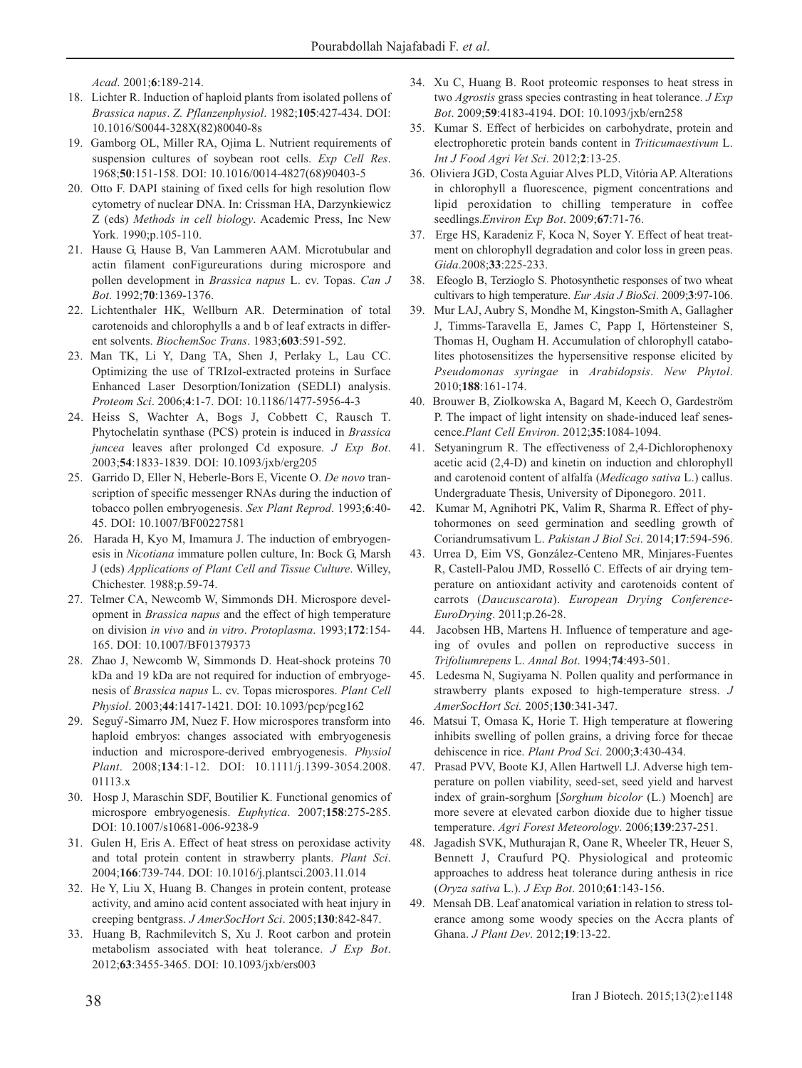*Acad*. 2001;**6**:189-214.

18. Lichter R. Induction of haploid plants from isolated pollens of *Brassica napus*. *Z. Pflanzenphysiol*. 1982;**105**:427-434. DOI: 10.1016/S0044-328X(82)80040-8s
19. Gamborg OL, Miller RA, Ojima L. Nutrient requirements of suspension cultures of soybean root cells. *Exp Cell Res*. 1968;**50**:151-158. DOI: 10.1016/0014-4827(68)90403-5
20. Otto F. DAPI staining of fixed cells for high resolution flow cytometry of nuclear DNA. In: Crissman HA, Darzynkiewicz Z (eds) *Methods in cell biology*. Academic Press, Inc New York. 1990;p.105-110.
21. Hause G, Hause B, Van Lammeren AAM. Microtubular and actin filament conFigureurations during microspore and pollen development in *Brassica napus* L. cv. Topas. *Can J Bot*. 1992;**70**:1369-1376.
22. Lichtenthaler HK, Wellburn AR. Determination of total carotenoids and chlorophylls a and b of leaf extracts in different solvents. *BiochemSoc Trans*. 1983;**603**:591-592.
23. Man TK, Li Y, Dang TA, Shen J, Perlaky L, Lau CC. Optimizing the use of TRIzol-extracted proteins in Surface Enhanced Laser Desorption/Ionization (SEDLI) analysis. *Proteom Sci*. 2006;**4**:1-7. DOI: 10.1186/1477-5956-4-3
24. Heiss S, Wachter A, Bogs J, Cobbett C, Rausch T. Phytochelatin synthase (PCS) protein is induced in *Brassica juncea* leaves after prolonged Cd exposure. *J Exp Bot*. 2003;**54**:1833-1839. DOI: 10.1093/jxb/erg205
25. Garrido D, Eller N, Heberle-Bors E, Vicente O. *De novo* transcription of specific messenger RNAs during the induction of tobacco pollen embryogenesis. *Sex Plant Reprod*. 1993;**6**:40-45. DOI: 10.1007/BF00227581
26. Harada H, Kyo M, Imamura J. The induction of embryogenesis in *Nicotiana* immature pollen culture, In: Bock G, Marsh J (eds) *Applications of Plant Cell and Tissue Culture*. Willey, Chichester. 1988;p.59-74.
27. Telmer CA, Newcomb W, Simmonds DH. Microspore development in *Brassica napus* and the effect of high temperature on division *in vivo* and *in vitro*. *Protoplasma*. 1993;**172**:154-165. DOI: 10.1007/BF01379373
28. Zhao J, Newcomb W, Simmonds D. Heat-shock proteins 70 kDa and 19 kDa are not required for induction of embryogenesis of *Brassica napus* L. cv. Topas microspores. *Plant Cell Physiol*. 2003;**44**:1417-1421. DOI: 10.1093/pcp/pcg162
29. Seguý-Simarro JM, Nuez F. How microspores transform into haploid embryos: changes associated with embryogenesis induction and microspore-derived embryogenesis. *Physiol Plant*. 2008;**134**:1-12. DOI: 10.1111/j.1399-3054.2008.01113.x
30. Hosp J, Maraschin SDF, Boutilier K. Functional genomics of microspore embryogenesis. *Euphytica*. 2007;**158**:275-285. DOI: 10.1007/s10681-006-9238-9
31. Gulen H, Eris A. Effect of heat stress on peroxidase activity and total protein content in strawberry plants. *Plant Sci*. 2004;**166**:739-744. DOI: 10.1016/j.plantsci.2003.11.014
32. He Y, Liu X, Huang B. Changes in protein content, protease activity, and amino acid content associated with heat injury in creeping bentgrass. *J AmerSocHort Sci*. 2005;**130**:842-847.
33. Huang B, Rachmilevitch S, Xu J. Root carbon and protein metabolism associated with heat tolerance. *J Exp Bot*. 2012;**63**:3455-3465. DOI: 10.1093/jxb/ers003
34. Xu C, Huang B. Root proteomic responses to heat stress in two *Agrostis* grass species contrasting in heat tolerance. *J Exp Bot*. 2009;**59**:4183-4194. DOI: 10.1093/jxb/ern258
35. Kumar S. Effect of herbicides on carbohydrate, protein and electrophoretic protein bands content in *Triticumaestivum* L. *Int J Food Agri Vet Sci*. 2012;**2**:13-25.
36. Oliviera JGD, Costa Aguiar Alves PLD, Vitória AP. Alterations in chlorophyll a fluorescence, pigment concentrations and lipid peroxidation to chilling temperature in coffee seedlings.*Environ Exp Bot*. 2009;**67**:71-76.
37. Erge HS, Karadeniz F, Koca N, Soyer Y. Effect of heat treatment on chlorophyll degradation and color loss in green peas. *Gida*.2008;**33**:225-233.
38. Efeoglo B, Terzioglo S. Photosynthetic responses of two wheat cultivars to high temperature. *Eur Asia J BioSci*. 2009;**3**:97-106.
39. Mur LAJ, Aubry S, Mondhe M, Kingston-Smith A, Gallagher J, Timms-Taravella E, James C, Papp I, Hörtensteiner S, Thomas H, Ougham H. Accumulation of chlorophyll catabolites photosensitizes the hypersensitive response elicited by *Pseudomonas syringae* in *Arabidopsis*. *New Phytol*. 2010;**188**:161-174.
40. Brouwer B, Ziolkowska A, Bagard M, Keech O, Gardeström P. The impact of light intensity on shade-induced leaf senescence.*Plant Cell Environ*. 2012;**35**:1084-1094.
41. Setyaningrum R. The effectiveness of 2,4-Dichlorophenoxy acetic acid (2,4-D) and kinetin on induction and chlorophyll and carotenoid content of alfalfa (*Medicago sativa* L.) callus. Undergraduate Thesis, University of Diponegoro. 2011.
42. Kumar M, Agnihotri PK, Valim R, Sharma R. Effect of phytohormones on seed germination and seedling growth of Coriandrumsativum L. *Pakistan J Biol Sci*. 2014;**17**:594-596.
43. Urrea D, Eim VS, González-Centeno MR, Minjares-Fuentes R, Castell-Palou JMD, Rosselló C. Effects of air drying temperature on antioxidant activity and carotenoids content of carrots (*Daucuscarota*). *European Drying Conference-EuroDrying*. 2011;p.26-28.
44. Jacobsen HB, Martens H. Influence of temperature and ageing of ovules and pollen on reproductive success in *Trifoliumrepens* L. *Annal Bot*. 1994;**74**:493-501.
45. Ledesma N, Sugiyama N. Pollen quality and performance in strawberry plants exposed to high-temperature stress. *J AmerSocHort Sci.* 2005;**130**:341-347.
46. Matsui T, Omasa K, Horie T. High temperature at flowering inhibits swelling of pollen grains, a driving force for thecae dehiscence in rice. *Plant Prod Sci*. 2000;**3**:430-434.
47. Prasad PVV, Boote KJ, Allen Hartwell LJ. Adverse high temperature on pollen viability, seed-set, seed yield and harvest index of grain-sorghum [*Sorghum bicolor* (L.) Moench] are more severe at elevated carbon dioxide due to higher tissue temperature. *Agri Forest Meteorology*. 2006;**139**:237-251.
48. Jagadish SVK, Muthurajan R, Oane R, Wheeler TR, Heuer S, Bennett J, Craufurd PQ. Physiological and proteomic approaches to address heat tolerance during anthesis in rice (*Oryza sativa* L.). *J Exp Bot*. 2010;**61**:143-156.
49. Mensah DB. Leaf anatomical variation in relation to stress tolerance among some woody species on the Accra plants of Ghana. *J Plant Dev*. 2012;**19**:13-22.